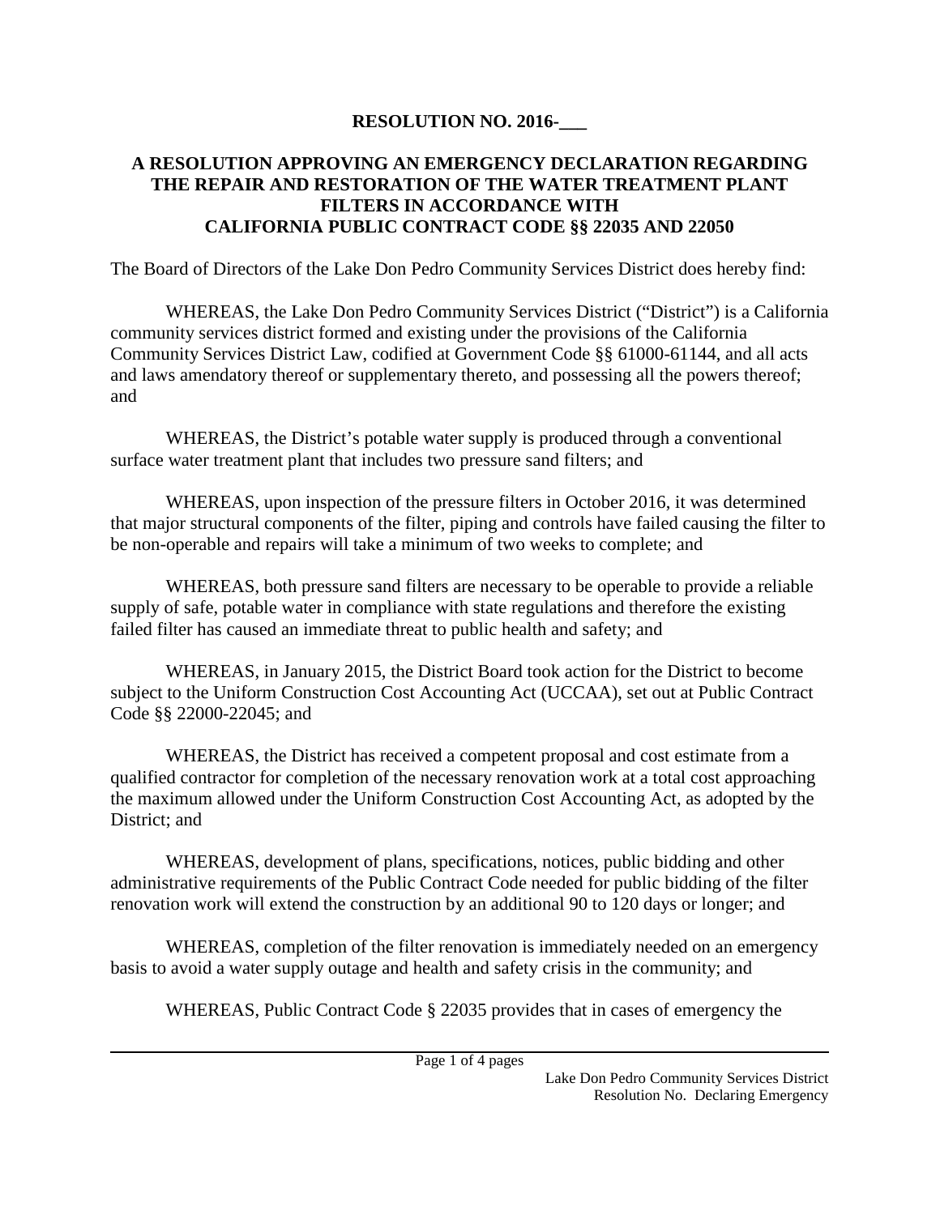**RESOLUTION NO. 2016-___**

**A RESOLUTION APPROVING AN EMERGENCY DECLARATION REGARDING THE REPAIR AND RESTORATION OF THE WATER TREATMENT PLANT FILTERS IN ACCORDANCE WITH CALIFORNIA PUBLIC CONTRACT CODE §§ 22035 AND 22050**

The Board of Directors of the Lake Don Pedro Community Services District does hereby find:

WHEREAS, the Lake Don Pedro Community Services District ("District") is a California community services district formed and existing under the provisions of the California Community Services District Law, codified at Government Code §§ 61000-61144, and all acts and laws amendatory thereof or supplementary thereto, and possessing all the powers thereof; and

WHEREAS, the District's potable water supply is produced through a conventional surface water treatment plant that includes two pressure sand filters; and

WHEREAS, upon inspection of the pressure filters in October 2016, it was determined that major structural components of the filter, piping and controls have failed causing the filter to be non-operable and repairs will take a minimum of two weeks to complete; and

WHEREAS, both pressure sand filters are necessary to be operable to provide a reliable supply of safe, potable water in compliance with state regulations and therefore the existing failed filter has caused an immediate threat to public health and safety; and

WHEREAS, in January 2015, the District Board took action for the District to become subject to the Uniform Construction Cost Accounting Act (UCCAA), set out at Public Contract Code §§ 22000-22045; and

WHEREAS, the District has received a competent proposal and cost estimate from a qualified contractor for completion of the necessary renovation work at a total cost approaching the maximum allowed under the Uniform Construction Cost Accounting Act, as adopted by the District; and

WHEREAS, development of plans, specifications, notices, public bidding and other administrative requirements of the Public Contract Code needed for public bidding of the filter renovation work will extend the construction by an additional 90 to 120 days or longer; and

WHEREAS, completion of the filter renovation is immediately needed on an emergency basis to avoid a water supply outage and health and safety crisis in the community; and

WHEREAS, Public Contract Code § 22035 provides that in cases of emergency the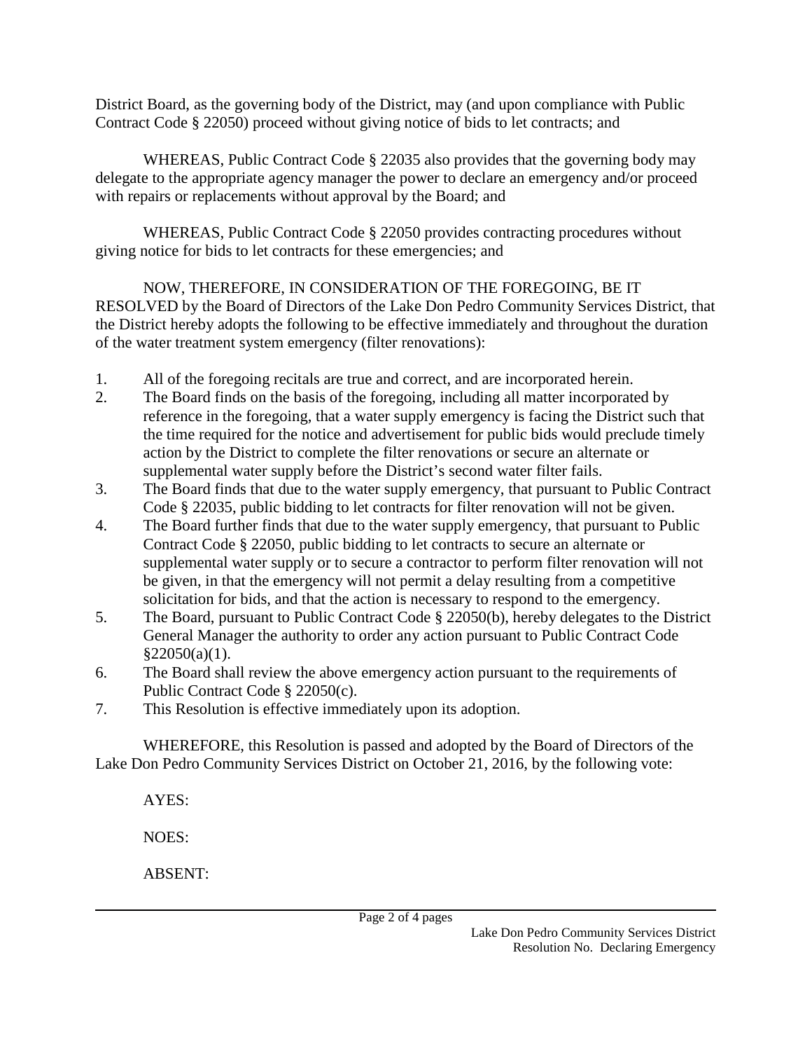District Board, as the governing body of the District, may (and upon compliance with Public Contract Code § 22050) proceed without giving notice of bids to let contracts; and

WHEREAS, Public Contract Code § 22035 also provides that the governing body may delegate to the appropriate agency manager the power to declare an emergency and/or proceed with repairs or replacements without approval by the Board; and

WHEREAS, Public Contract Code § 22050 provides contracting procedures without giving notice for bids to let contracts for these emergencies; and

NOW, THEREFORE, IN CONSIDERATION OF THE FOREGOING, BE IT RESOLVED by the Board of Directors of the Lake Don Pedro Community Services District, that the District hereby adopts the following to be effective immediately and throughout the duration of the water treatment system emergency (filter renovations):

1. All of the foregoing recitals are true and correct, and are incorporated herein.
2. The Board finds on the basis of the foregoing, including all matter incorporated by reference in the foregoing, that a water supply emergency is facing the District such that the time required for the notice and advertisement for public bids would preclude timely action by the District to complete the filter renovations or secure an alternate or supplemental water supply before the District's second water filter fails.
3. The Board finds that due to the water supply emergency, that pursuant to Public Contract Code § 22035, public bidding to let contracts for filter renovation will not be given.
4. The Board further finds that due to the water supply emergency, that pursuant to Public Contract Code § 22050, public bidding to let contracts to secure an alternate or supplemental water supply or to secure a contractor to perform filter renovation will not be given, in that the emergency will not permit a delay resulting from a competitive solicitation for bids, and that the action is necessary to respond to the emergency.
5. The Board, pursuant to Public Contract Code § 22050(b), hereby delegates to the District General Manager the authority to order any action pursuant to Public Contract Code §22050(a)(1).
6. The Board shall review the above emergency action pursuant to the requirements of Public Contract Code § 22050(c).
7. This Resolution is effective immediately upon its adoption.

WHEREFORE, this Resolution is passed and adopted by the Board of Directors of the Lake Don Pedro Community Services District on October 21, 2016, by the following vote:

AYES:

NOES:

ABSENT: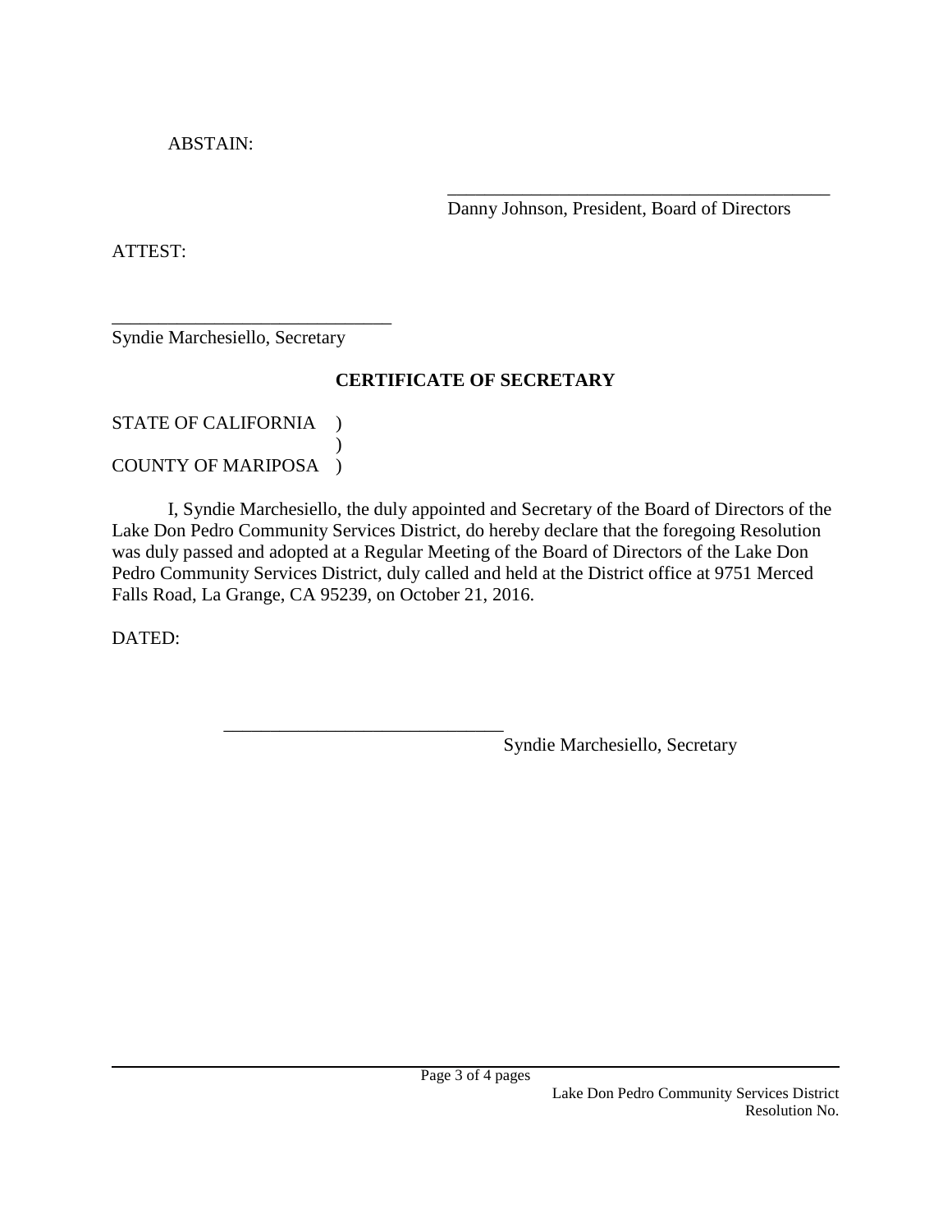ABSTAIN:

\_\_\_\_\_\_\_\_\_\_\_\_\_\_\_\_\_\_\_\_\_\_\_\_\_\_\_\_\_\_\_\_\_\_\_\_\_\_\_\_\_

Danny Johnson, President, Board of Directors

ATTEST:

\_\_\_\_\_\_\_\_\_\_\_\_\_\_\_\_\_\_\_\_\_\_\_\_\_\_\_\_\_\_

Syndie Marchesiello, Secretary

**CERTIFICATE OF SECRETARY**

STATE OF CALIFORNIA )
)
COUNTY OF MARIPOSA )

I, Syndie Marchesiello, the duly appointed and Secretary of the Board of Directors of the Lake Don Pedro Community Services District, do hereby declare that the foregoing Resolution was duly passed and adopted at a Regular Meeting of the Board of Directors of the Lake Don Pedro Community Services District, duly called and held at the District office at 9751 Merced Falls Road, La Grange, CA 95239, on October 21, 2016.

DATED:

\_\_\_\_\_\_\_\_\_\_\_\_\_\_\_\_\_\_\_\_\_\_\_\_\_\_\_\_\_\_

Syndie Marchesiello, Secretary

Lake Don Pedro Community Services District
Resolution No.